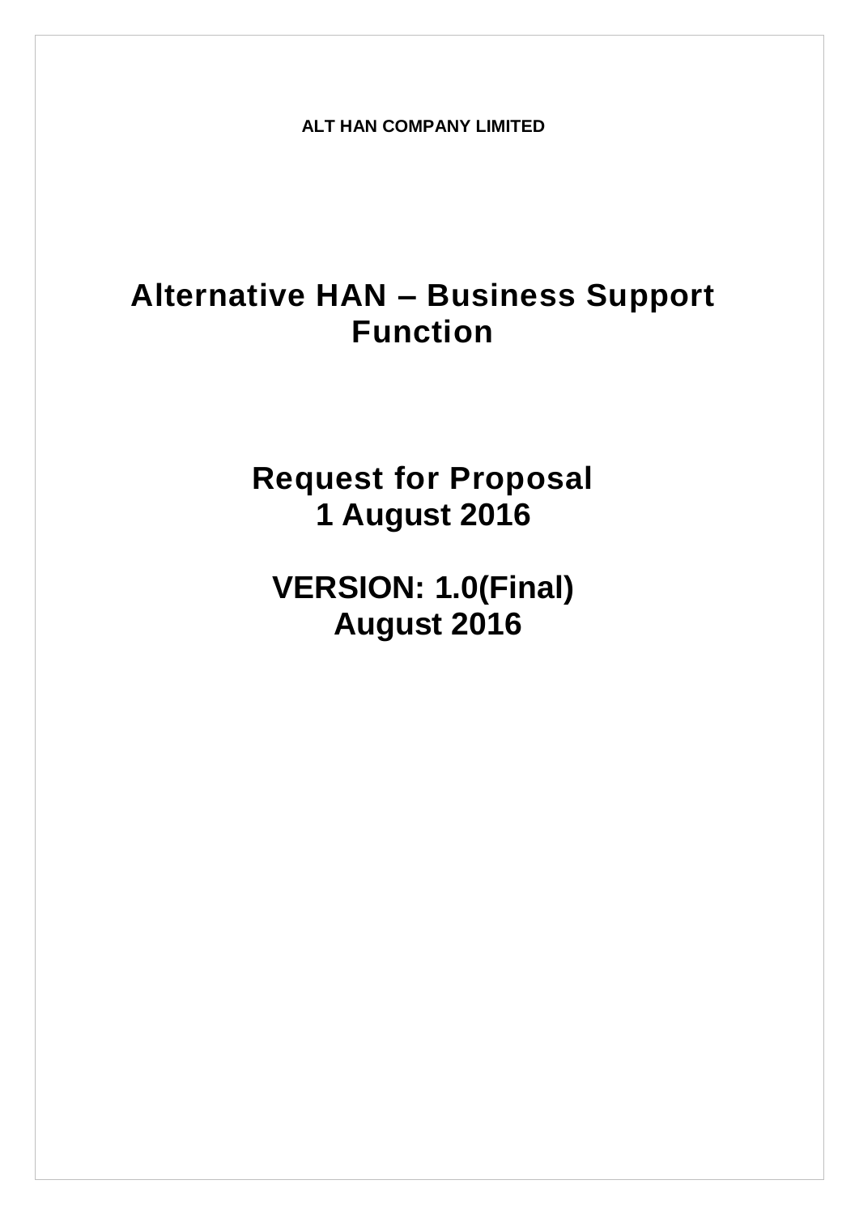**ALT HAN COMPANY LIMITED**

# Alternative HAN – Business Support Function

## Request for Proposal
## 1 August 2016

## VERSION: 1.0(Final)
## August 2016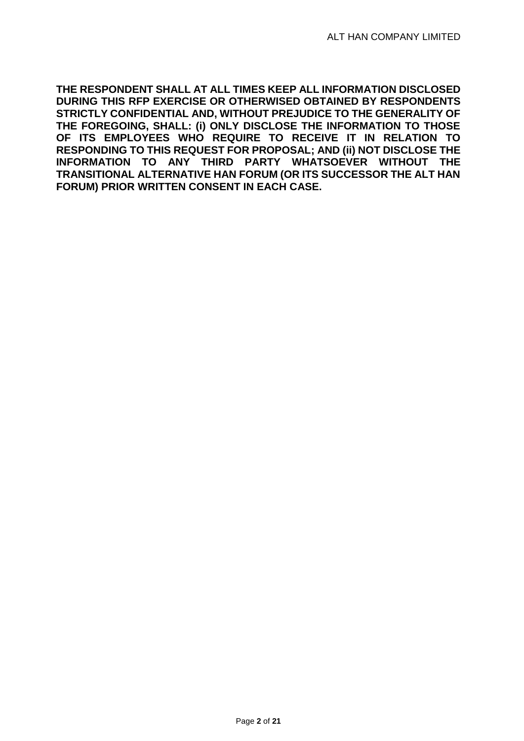**THE RESPONDENT SHALL AT ALL TIMES KEEP ALL INFORMATION DISCLOSED DURING THIS RFP EXERCISE OR OTHERWISED OBTAINED BY RESPONDENTS STRICTLY CONFIDENTIAL AND, WITHOUT PREJUDICE TO THE GENERALITY OF THE FOREGOING, SHALL: (i) ONLY DISCLOSE THE INFORMATION TO THOSE OF ITS EMPLOYEES WHO REQUIRE TO RECEIVE IT IN RELATION TO RESPONDING TO THIS REQUEST FOR PROPOSAL; AND (ii) NOT DISCLOSE THE INFORMATION TO ANY THIRD PARTY WHATSOEVER WITHOUT THE TRANSITIONAL ALTERNATIVE HAN FORUM (OR ITS SUCCESSOR THE ALT HAN FORUM) PRIOR WRITTEN CONSENT IN EACH CASE.**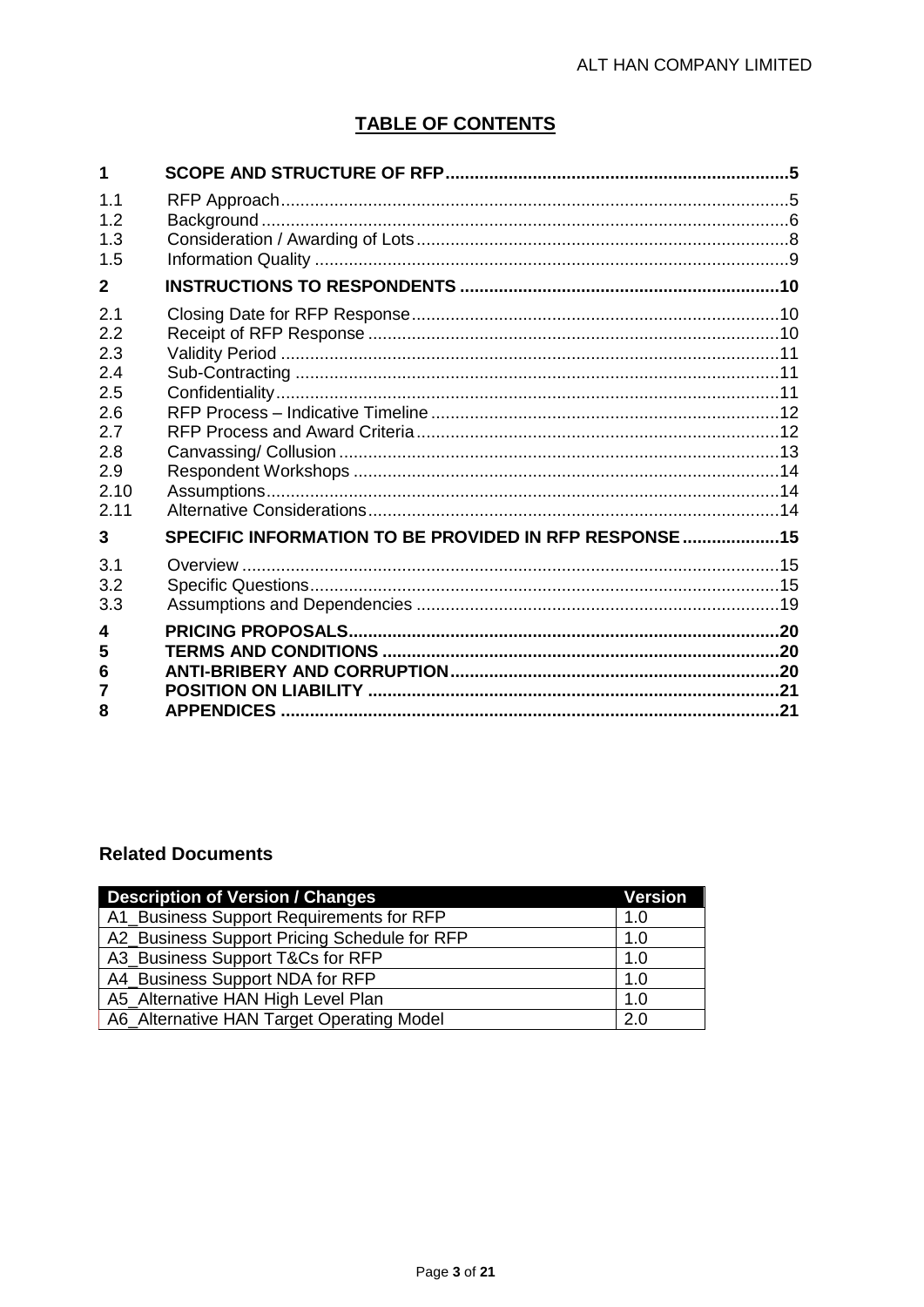## TABLE OF CONTENTS

| | | |
|---|---|---|
| **1** | **SCOPE AND STRUCTURE OF RFP** | **5** |
| 1.1 | RFP Approach | 5 |
| 1.2 | Background | 6 |
| 1.3 | Consideration / Awarding of Lots | 8 |
| 1.5 | Information Quality | 9 |
| **2** | **INSTRUCTIONS TO RESPONDENTS** | **10** |
| 2.1 | Closing Date for RFP Response | 10 |
| 2.2 | Receipt of RFP Response | 10 |
| 2.3 | Validity Period | 11 |
| 2.4 | Sub-Contracting | 11 |
| 2.5 | Confidentiality | 11 |
| 2.6 | RFP Process – Indicative Timeline | 12 |
| 2.7 | RFP Process and Award Criteria | 12 |
| 2.8 | Canvassing/ Collusion | 13 |
| 2.9 | Respondent Workshops | 14 |
| 2.10 | Assumptions | 14 |
| 2.11 | Alternative Considerations | 14 |
| **3** | **SPECIFIC INFORMATION TO BE PROVIDED IN RFP RESPONSE** | **15** |
| 3.1 | Overview | 15 |
| 3.2 | Specific Questions | 15 |
| 3.3 | Assumptions and Dependencies | 19 |
| **4** | **PRICING PROPOSALS** | **20** |
| **5** | **TERMS AND CONDITIONS** | **20** |
| **6** | **ANTI-BRIBERY AND CORRUPTION** | **20** |
| **7** | **POSITION ON LIABILITY** | **21** |
| **8** | **APPENDICES** | **21** |

### Related Documents

| Description of Version / Changes | Version |
|---|---|
| A1_Business Support Requirements for RFP | 1.0 |
| A2_Business Support Pricing Schedule for RFP | 1.0 |
| A3_Business Support T&Cs for RFP | 1.0 |
| A4_Business Support NDA for RFP | 1.0 |
| A5_Alternative HAN High Level Plan | 1.0 |
| A6_Alternative HAN Target Operating Model | 2.0 |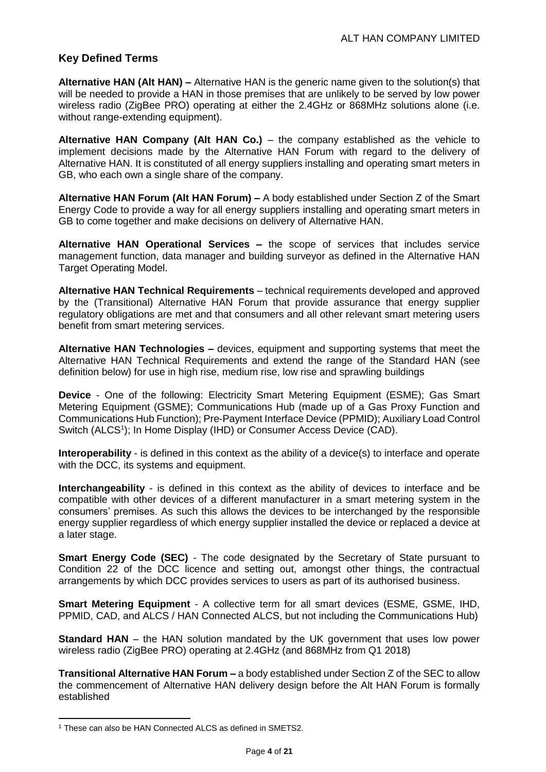## Key Defined Terms

**Alternative HAN (Alt HAN) –** Alternative HAN is the generic name given to the solution(s) that will be needed to provide a HAN in those premises that are unlikely to be served by low power wireless radio (ZigBee PRO) operating at either the 2.4GHz or 868MHz solutions alone (i.e. without range-extending equipment).

**Alternative HAN Company (Alt HAN Co.)** – the company established as the vehicle to implement decisions made by the Alternative HAN Forum with regard to the delivery of Alternative HAN. It is constituted of all energy suppliers installing and operating smart meters in GB, who each own a single share of the company.

**Alternative HAN Forum (Alt HAN Forum) –** A body established under Section Z of the Smart Energy Code to provide a way for all energy suppliers installing and operating smart meters in GB to come together and make decisions on delivery of Alternative HAN.

**Alternative HAN Operational Services –** the scope of services that includes service management function, data manager and building surveyor as defined in the Alternative HAN Target Operating Model.

**Alternative HAN Technical Requirements** – technical requirements developed and approved by the (Transitional) Alternative HAN Forum that provide assurance that energy supplier regulatory obligations are met and that consumers and all other relevant smart metering users benefit from smart metering services.

**Alternative HAN Technologies –** devices, equipment and supporting systems that meet the Alternative HAN Technical Requirements and extend the range of the Standard HAN (see definition below) for use in high rise, medium rise, low rise and sprawling buildings

**Device** - One of the following: Electricity Smart Metering Equipment (ESME); Gas Smart Metering Equipment (GSME); Communications Hub (made up of a Gas Proxy Function and Communications Hub Function); Pre-Payment Interface Device (PPMID); Auxiliary Load Control Switch (ALCS[1]); In Home Display (IHD) or Consumer Access Device (CAD).

**Interoperability** - is defined in this context as the ability of a device(s) to interface and operate with the DCC, its systems and equipment.

**Interchangeability** - is defined in this context as the ability of devices to interface and be compatible with other devices of a different manufacturer in a smart metering system in the consumers' premises. As such this allows the devices to be interchanged by the responsible energy supplier regardless of which energy supplier installed the device or replaced a device at a later stage.

**Smart Energy Code (SEC)** - The code designated by the Secretary of State pursuant to Condition 22 of the DCC licence and setting out, amongst other things, the contractual arrangements by which DCC provides services to users as part of its authorised business.

**Smart Metering Equipment** - A collective term for all smart devices (ESME, GSME, IHD, PPMID, CAD, and ALCS / HAN Connected ALCS, but not including the Communications Hub)

**Standard HAN** – the HAN solution mandated by the UK government that uses low power wireless radio (ZigBee PRO) operating at 2.4GHz (and 868MHz from Q1 2018)

**Transitional Alternative HAN Forum –** a body established under Section Z of the SEC to allow the commencement of Alternative HAN delivery design before the Alt HAN Forum is formally established

[1] These can also be HAN Connected ALCS as defined in SMETS2.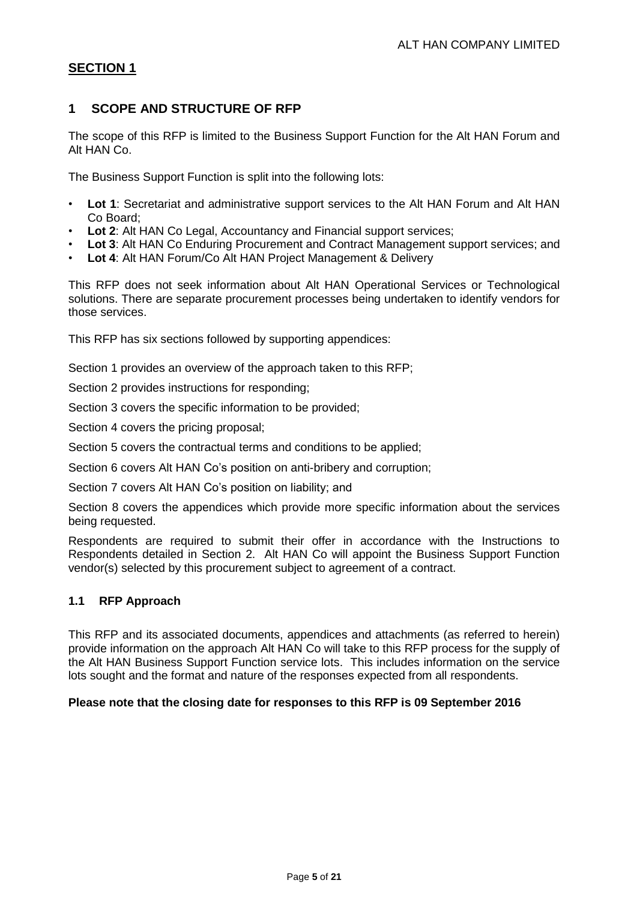## SECTION 1

## 1 SCOPE AND STRUCTURE OF RFP

The scope of this RFP is limited to the Business Support Function for the Alt HAN Forum and Alt HAN Co.

The Business Support Function is split into the following lots:

- **Lot 1**: Secretariat and administrative support services to the Alt HAN Forum and Alt HAN Co Board;
- **Lot 2**: Alt HAN Co Legal, Accountancy and Financial support services;
- **Lot 3**: Alt HAN Co Enduring Procurement and Contract Management support services; and
- **Lot 4**: Alt HAN Forum/Co Alt HAN Project Management & Delivery

This RFP does not seek information about Alt HAN Operational Services or Technological solutions. There are separate procurement processes being undertaken to identify vendors for those services.

This RFP has six sections followed by supporting appendices:

Section 1 provides an overview of the approach taken to this RFP;

Section 2 provides instructions for responding;

Section 3 covers the specific information to be provided;

Section 4 covers the pricing proposal;

Section 5 covers the contractual terms and conditions to be applied;

Section 6 covers Alt HAN Co's position on anti-bribery and corruption;

Section 7 covers Alt HAN Co's position on liability; and

Section 8 covers the appendices which provide more specific information about the services being requested.

Respondents are required to submit their offer in accordance with the Instructions to Respondents detailed in Section 2. Alt HAN Co will appoint the Business Support Function vendor(s) selected by this procurement subject to agreement of a contract.

### 1.1 RFP Approach

This RFP and its associated documents, appendices and attachments (as referred to herein) provide information on the approach Alt HAN Co will take to this RFP process for the supply of the Alt HAN Business Support Function service lots. This includes information on the service lots sought and the format and nature of the responses expected from all respondents.

**Please note that the closing date for responses to this RFP is 09 September 2016**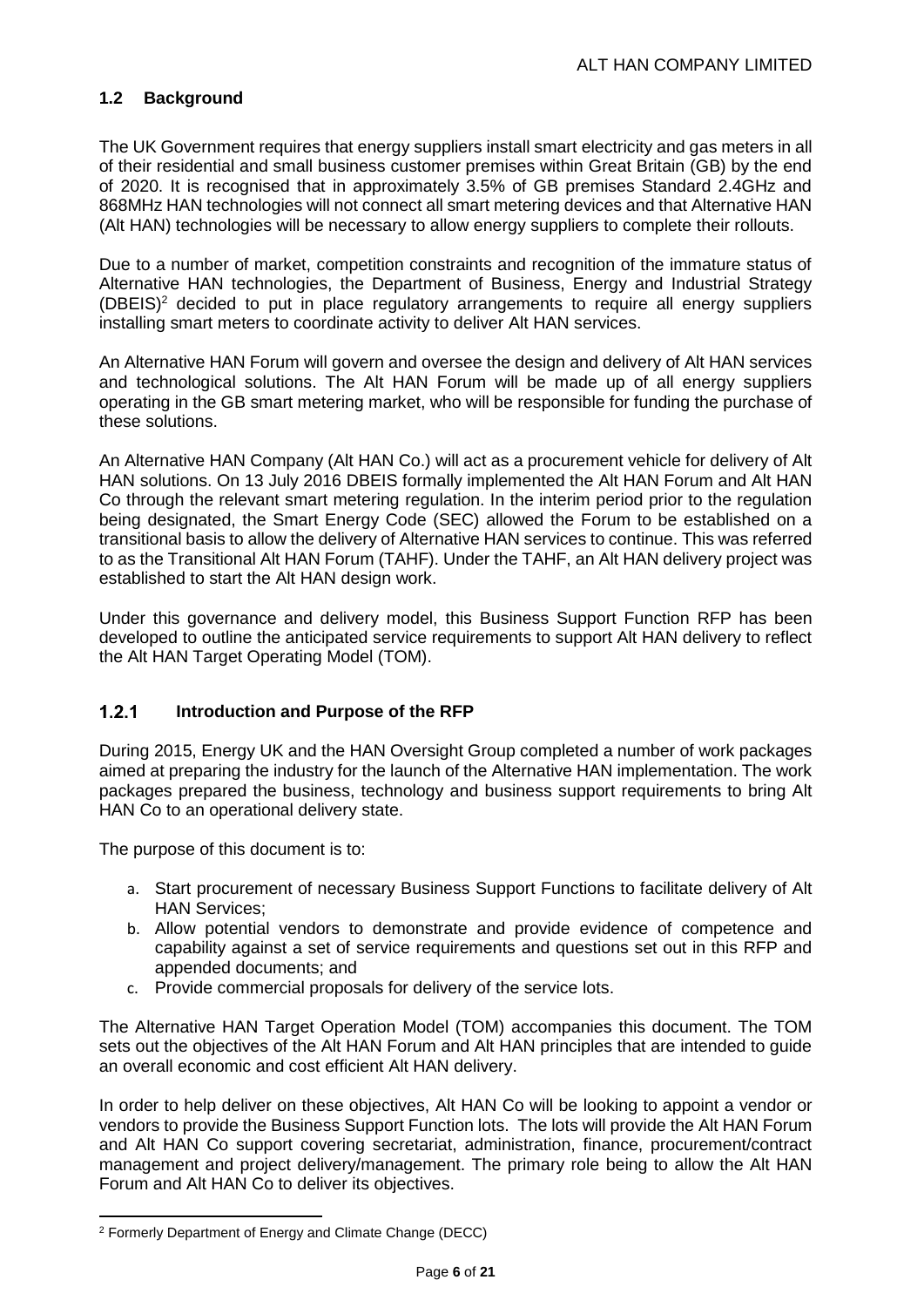## 1.2 Background

The UK Government requires that energy suppliers install smart electricity and gas meters in all of their residential and small business customer premises within Great Britain (GB) by the end of 2020. It is recognised that in approximately 3.5% of GB premises Standard 2.4GHz and 868MHz HAN technologies will not connect all smart metering devices and that Alternative HAN (Alt HAN) technologies will be necessary to allow energy suppliers to complete their rollouts.

Due to a number of market, competition constraints and recognition of the immature status of Alternative HAN technologies, the Department of Business, Energy and Industrial Strategy (DBEIS)[2] decided to put in place regulatory arrangements to require all energy suppliers installing smart meters to coordinate activity to deliver Alt HAN services.

An Alternative HAN Forum will govern and oversee the design and delivery of Alt HAN services and technological solutions. The Alt HAN Forum will be made up of all energy suppliers operating in the GB smart metering market, who will be responsible for funding the purchase of these solutions.

An Alternative HAN Company (Alt HAN Co.) will act as a procurement vehicle for delivery of Alt HAN solutions. On 13 July 2016 DBEIS formally implemented the Alt HAN Forum and Alt HAN Co through the relevant smart metering regulation. In the interim period prior to the regulation being designated, the Smart Energy Code (SEC) allowed the Forum to be established on a transitional basis to allow the delivery of Alternative HAN services to continue. This was referred to as the Transitional Alt HAN Forum (TAHF). Under the TAHF, an Alt HAN delivery project was established to start the Alt HAN design work.

Under this governance and delivery model, this Business Support Function RFP has been developed to outline the anticipated service requirements to support Alt HAN delivery to reflect the Alt HAN Target Operating Model (TOM).

### 1.2.1 Introduction and Purpose of the RFP

During 2015, Energy UK and the HAN Oversight Group completed a number of work packages aimed at preparing the industry for the launch of the Alternative HAN implementation. The work packages prepared the business, technology and business support requirements to bring Alt HAN Co to an operational delivery state.

The purpose of this document is to:

a. Start procurement of necessary Business Support Functions to facilitate delivery of Alt HAN Services;
b. Allow potential vendors to demonstrate and provide evidence of competence and capability against a set of service requirements and questions set out in this RFP and appended documents; and
c. Provide commercial proposals for delivery of the service lots.

The Alternative HAN Target Operation Model (TOM) accompanies this document. The TOM sets out the objectives of the Alt HAN Forum and Alt HAN principles that are intended to guide an overall economic and cost efficient Alt HAN delivery.

In order to help deliver on these objectives, Alt HAN Co will be looking to appoint a vendor or vendors to provide the Business Support Function lots. The lots will provide the Alt HAN Forum and Alt HAN Co support covering secretariat, administration, finance, procurement/contract management and project delivery/management. The primary role being to allow the Alt HAN Forum and Alt HAN Co to deliver its objectives.

---

[2] Formerly Department of Energy and Climate Change (DECC)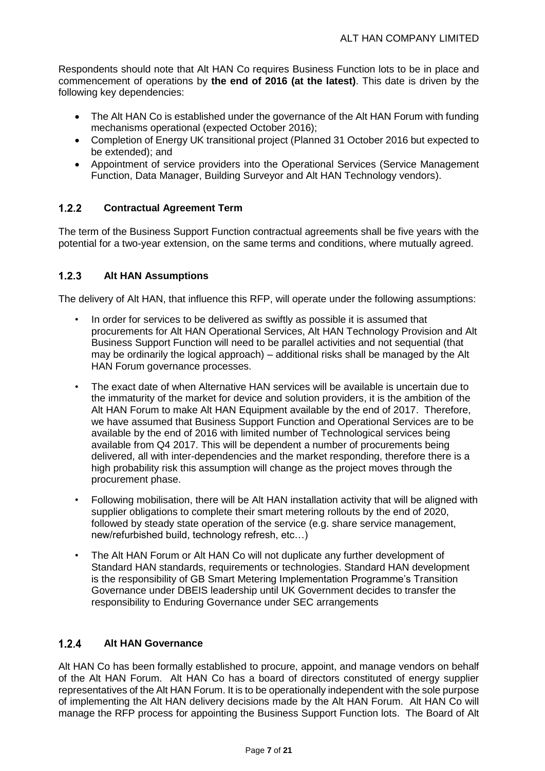Respondents should note that Alt HAN Co requires Business Function lots to be in place and commencement of operations by **the end of 2016 (at the latest)**. This date is driven by the following key dependencies:

- The Alt HAN Co is established under the governance of the Alt HAN Forum with funding mechanisms operational (expected October 2016);
- Completion of Energy UK transitional project (Planned 31 October 2016 but expected to be extended); and
- Appointment of service providers into the Operational Services (Service Management Function, Data Manager, Building Surveyor and Alt HAN Technology vendors).

### 1.2.2 Contractual Agreement Term

The term of the Business Support Function contractual agreements shall be five years with the potential for a two-year extension, on the same terms and conditions, where mutually agreed.

### 1.2.3 Alt HAN Assumptions

The delivery of Alt HAN, that influence this RFP, will operate under the following assumptions:

- In order for services to be delivered as swiftly as possible it is assumed that procurements for Alt HAN Operational Services, Alt HAN Technology Provision and Alt Business Support Function will need to be parallel activities and not sequential (that may be ordinarily the logical approach) – additional risks shall be managed by the Alt HAN Forum governance processes.
- The exact date of when Alternative HAN services will be available is uncertain due to the immaturity of the market for device and solution providers, it is the ambition of the Alt HAN Forum to make Alt HAN Equipment available by the end of 2017. Therefore, we have assumed that Business Support Function and Operational Services are to be available by the end of 2016 with limited number of Technological services being available from Q4 2017. This will be dependent a number of procurements being delivered, all with inter-dependencies and the market responding, therefore there is a high probability risk this assumption will change as the project moves through the procurement phase.
- Following mobilisation, there will be Alt HAN installation activity that will be aligned with supplier obligations to complete their smart metering rollouts by the end of 2020, followed by steady state operation of the service (e.g. share service management, new/refurbished build, technology refresh, etc…)
- The Alt HAN Forum or Alt HAN Co will not duplicate any further development of Standard HAN standards, requirements or technologies. Standard HAN development is the responsibility of GB Smart Metering Implementation Programme's Transition Governance under DBEIS leadership until UK Government decides to transfer the responsibility to Enduring Governance under SEC arrangements

### 1.2.4 Alt HAN Governance

Alt HAN Co has been formally established to procure, appoint, and manage vendors on behalf of the Alt HAN Forum. Alt HAN Co has a board of directors constituted of energy supplier representatives of the Alt HAN Forum. It is to be operationally independent with the sole purpose of implementing the Alt HAN delivery decisions made by the Alt HAN Forum. Alt HAN Co will manage the RFP process for appointing the Business Support Function lots. The Board of Alt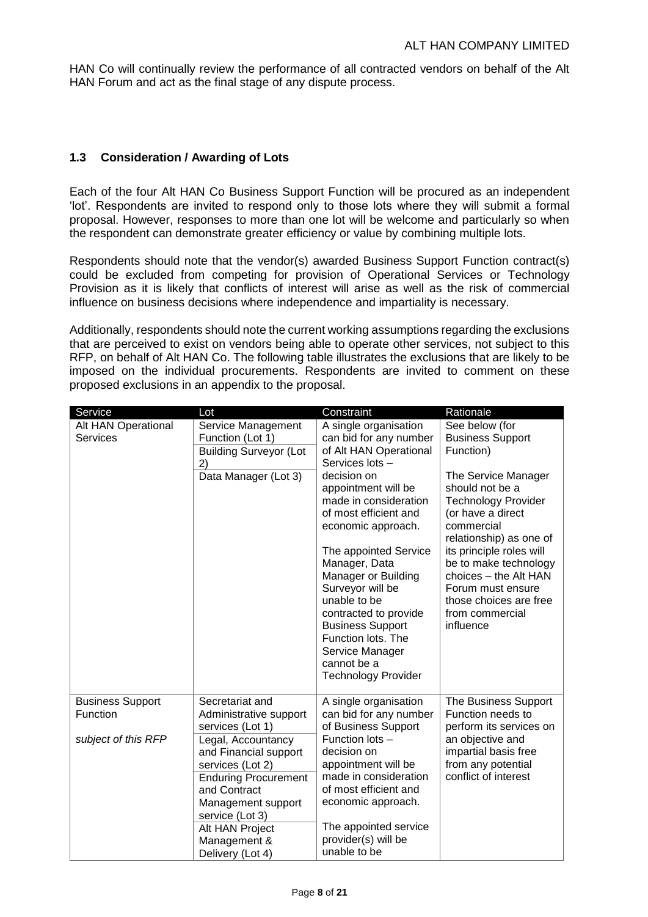HAN Co will continually review the performance of all contracted vendors on behalf of the Alt HAN Forum and act as the final stage of any dispute process.

### 1.3 Consideration / Awarding of Lots

Each of the four Alt HAN Co Business Support Function will be procured as an independent 'lot'. Respondents are invited to respond only to those lots where they will submit a formal proposal. However, responses to more than one lot will be welcome and particularly so when the respondent can demonstrate greater efficiency or value by combining multiple lots.

Respondents should note that the vendor(s) awarded Business Support Function contract(s) could be excluded from competing for provision of Operational Services or Technology Provision as it is likely that conflicts of interest will arise as well as the risk of commercial influence on business decisions where independence and impartiality is necessary.

Additionally, respondents should note the current working assumptions regarding the exclusions that are perceived to exist on vendors being able to operate other services, not subject to this RFP, on behalf of Alt HAN Co. The following table illustrates the exclusions that are likely to be imposed on the individual procurements. Respondents are invited to comment on these proposed exclusions in an appendix to the proposal.

| Service | Lot | Constraint | Rationale |
|---|---|---|---|
| Alt HAN Operational Services | Service Management Function (Lot 1)<br>Building Surveyor (Lot 2)<br>Data Manager (Lot 3) | A single organisation can bid for any number of Alt HAN Operational Services lots – decision on appointment will be made in consideration of most efficient and economic approach.<br><br>The appointed Service Manager, Data Manager or Building Surveyor will be unable to be contracted to provide Business Support Function lots. The Service Manager cannot be a Technology Provider | See below (for Business Support Function)<br><br>The Service Manager should not be a Technology Provider (or have a direct commercial relationship) as one of its principle roles will be to make technology choices – the Alt HAN Forum must ensure those choices are free from commercial influence |
| Business Support Function<br><br>*subject of this RFP* | Secretariat and Administrative support services (Lot 1)<br>Legal, Accountancy and Financial support services (Lot 2)<br>Enduring Procurement and Contract Management support service (Lot 3)<br>Alt HAN Project Management & Delivery (Lot 4) | A single organisation can bid for any number of Business Support Function lots – decision on appointment will be made in consideration of most efficient and economic approach.<br><br>The appointed service provider(s) will be unable to be | The Business Support Function needs to perform its services on an objective and impartial basis free from any potential conflict of interest |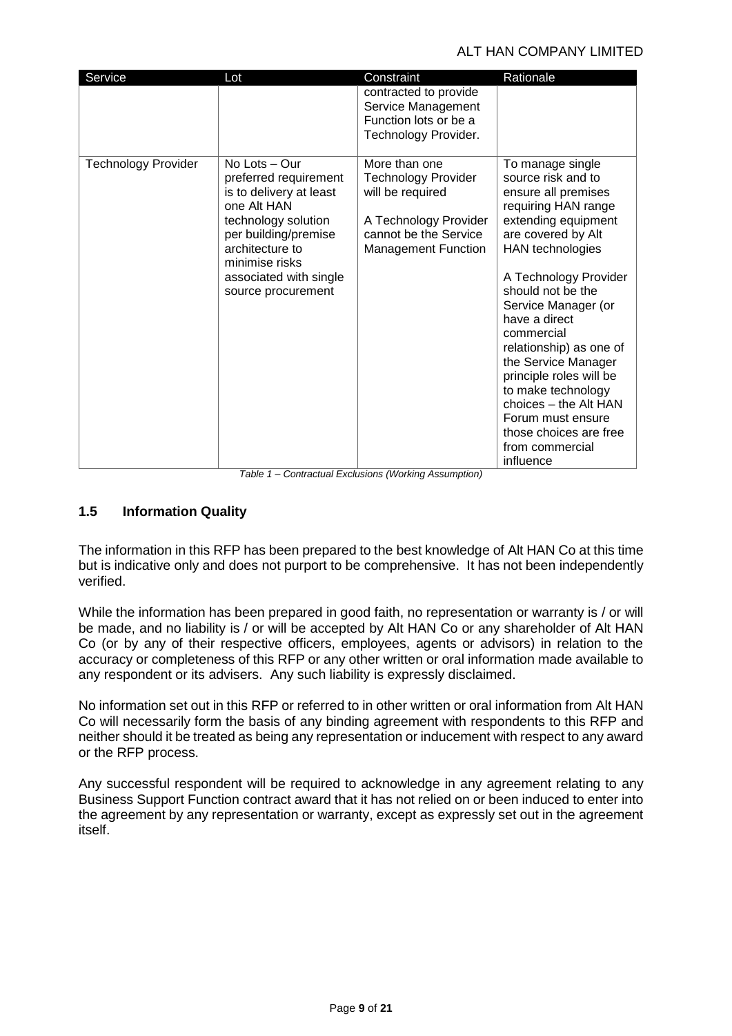| Service | Lot | Constraint | Rationale |
| --- | --- | --- | --- |
| | | contracted to provide Service Management Function lots or be a Technology Provider. | |
| Technology Provider | No Lots – Our preferred requirement is to delivery at least one Alt HAN technology solution per building/premise architecture to minimise risks associated with single source procurement | More than one Technology Provider will be required<br><br>A Technology Provider cannot be the Service Management Function | To manage single source risk and to ensure all premises requiring HAN range extending equipment are covered by Alt HAN technologies<br><br>A Technology Provider should not be the Service Manager (or have a direct commercial relationship) as one of the Service Manager principle roles will be to make technology choices – the Alt HAN Forum must ensure those choices are free from commercial influence |

*Table 1 – Contractual Exclusions (Working Assumption)*

### 1.5 Information Quality

The information in this RFP has been prepared to the best knowledge of Alt HAN Co at this time but is indicative only and does not purport to be comprehensive. It has not been independently verified.

While the information has been prepared in good faith, no representation or warranty is / or will be made, and no liability is / or will be accepted by Alt HAN Co or any shareholder of Alt HAN Co (or by any of their respective officers, employees, agents or advisors) in relation to the accuracy or completeness of this RFP or any other written or oral information made available to any respondent or its advisers. Any such liability is expressly disclaimed.

No information set out in this RFP or referred to in other written or oral information from Alt HAN Co will necessarily form the basis of any binding agreement with respondents to this RFP and neither should it be treated as being any representation or inducement with respect to any award or the RFP process.

Any successful respondent will be required to acknowledge in any agreement relating to any Business Support Function contract award that it has not relied on or been induced to enter into the agreement by any representation or warranty, except as expressly set out in the agreement itself.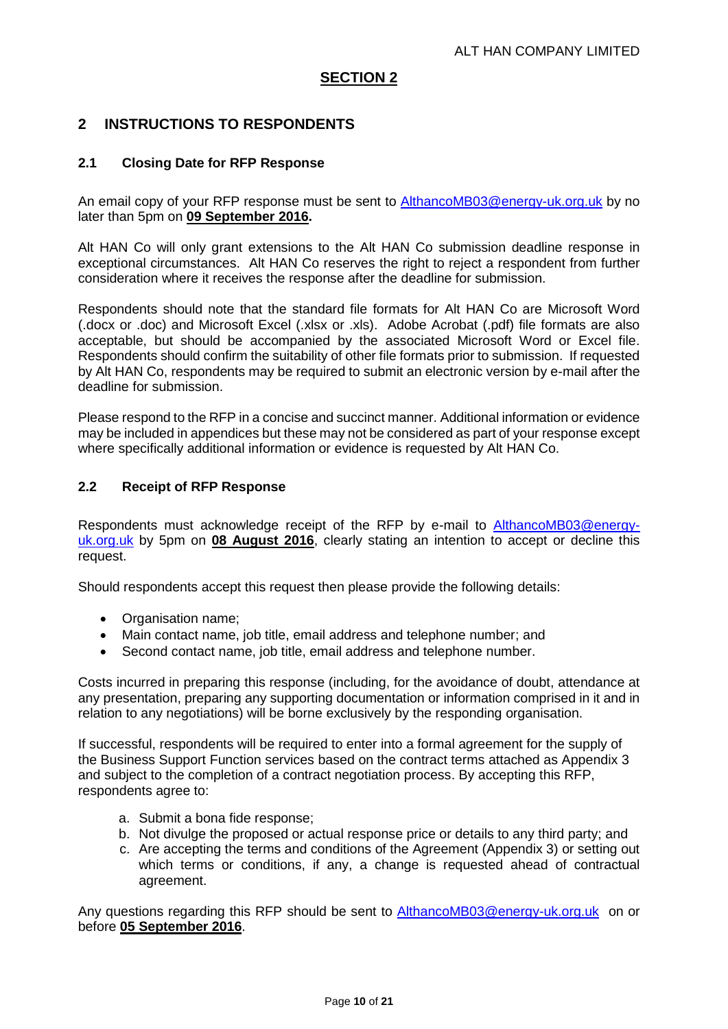## SECTION 2

## 2 INSTRUCTIONS TO RESPONDENTS

### 2.1 Closing Date for RFP Response

An email copy of your RFP response must be sent to AlthancoMB03@energy-uk.org.uk by no later than 5pm on **09 September 2016.**

Alt HAN Co will only grant extensions to the Alt HAN Co submission deadline response in exceptional circumstances. Alt HAN Co reserves the right to reject a respondent from further consideration where it receives the response after the deadline for submission.

Respondents should note that the standard file formats for Alt HAN Co are Microsoft Word (.docx or .doc) and Microsoft Excel (.xlsx or .xls). Adobe Acrobat (.pdf) file formats are also acceptable, but should be accompanied by the associated Microsoft Word or Excel file. Respondents should confirm the suitability of other file formats prior to submission. If requested by Alt HAN Co, respondents may be required to submit an electronic version by e-mail after the deadline for submission.

Please respond to the RFP in a concise and succinct manner. Additional information or evidence may be included in appendices but these may not be considered as part of your response except where specifically additional information or evidence is requested by Alt HAN Co.

### 2.2 Receipt of RFP Response

Respondents must acknowledge receipt of the RFP by e-mail to AlthancoMB03@energy-uk.org.uk by 5pm on **08 August 2016**, clearly stating an intention to accept or decline this request.

Should respondents accept this request then please provide the following details:

- Organisation name;
- Main contact name, job title, email address and telephone number; and
- Second contact name, job title, email address and telephone number.

Costs incurred in preparing this response (including, for the avoidance of doubt, attendance at any presentation, preparing any supporting documentation or information comprised in it and in relation to any negotiations) will be borne exclusively by the responding organisation.

If successful, respondents will be required to enter into a formal agreement for the supply of the Business Support Function services based on the contract terms attached as Appendix 3 and subject to the completion of a contract negotiation process. By accepting this RFP, respondents agree to:

a. Submit a bona fide response;
b. Not divulge the proposed or actual response price or details to any third party; and
c. Are accepting the terms and conditions of the Agreement (Appendix 3) or setting out which terms or conditions, if any, a change is requested ahead of contractual agreement.

Any questions regarding this RFP should be sent to AlthancoMB03@energy-uk.org.uk on or before **05 September 2016**.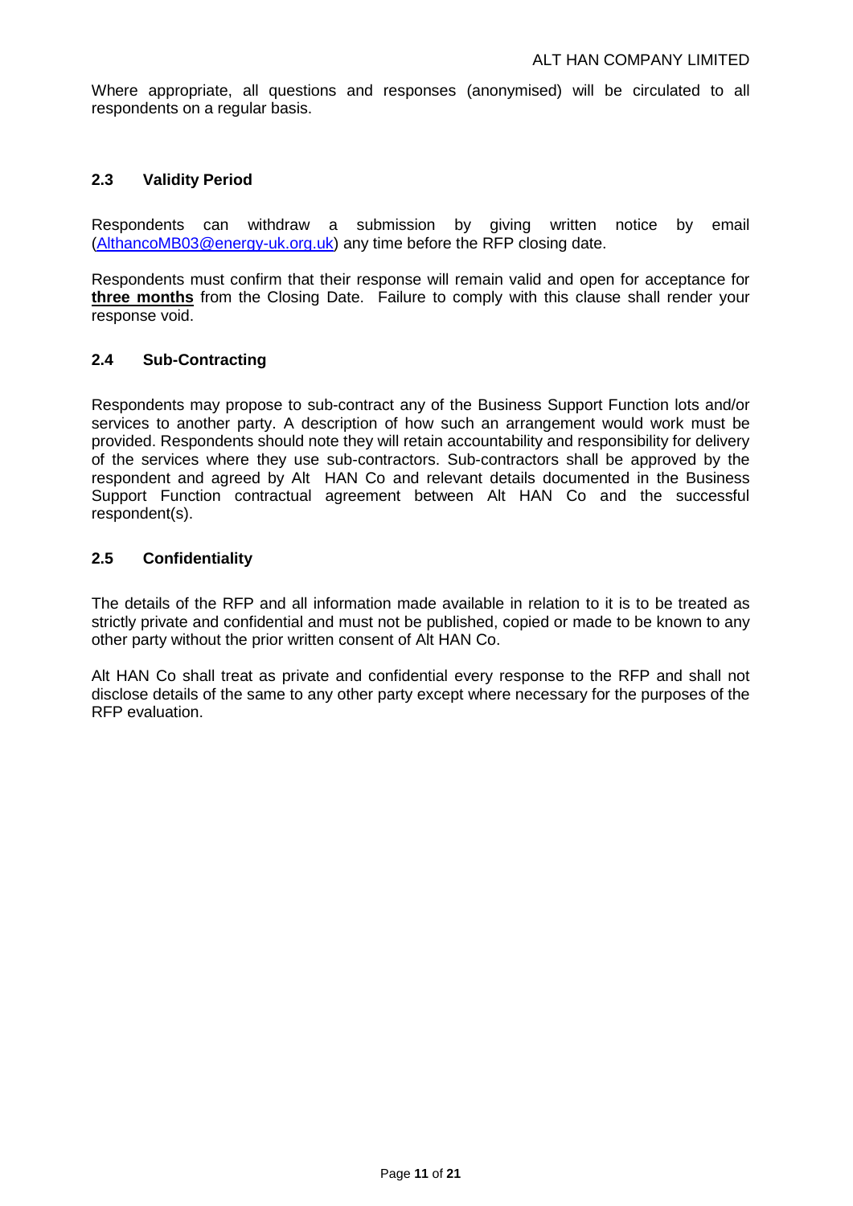Where appropriate, all questions and responses (anonymised) will be circulated to all respondents on a regular basis.

### 2.3 Validity Period

Respondents can withdraw a submission by giving written notice by email (AlthancoMB03@energy-uk.org.uk) any time before the RFP closing date.

Respondents must confirm that their response will remain valid and open for acceptance for **three months** from the Closing Date. Failure to comply with this clause shall render your response void.

### 2.4 Sub-Contracting

Respondents may propose to sub-contract any of the Business Support Function lots and/or services to another party. A description of how such an arrangement would work must be provided. Respondents should note they will retain accountability and responsibility for delivery of the services where they use sub-contractors. Sub-contractors shall be approved by the respondent and agreed by Alt HAN Co and relevant details documented in the Business Support Function contractual agreement between Alt HAN Co and the successful respondent(s).

### 2.5 Confidentiality

The details of the RFP and all information made available in relation to it is to be treated as strictly private and confidential and must not be published, copied or made to be known to any other party without the prior written consent of Alt HAN Co.

Alt HAN Co shall treat as private and confidential every response to the RFP and shall not disclose details of the same to any other party except where necessary for the purposes of the RFP evaluation.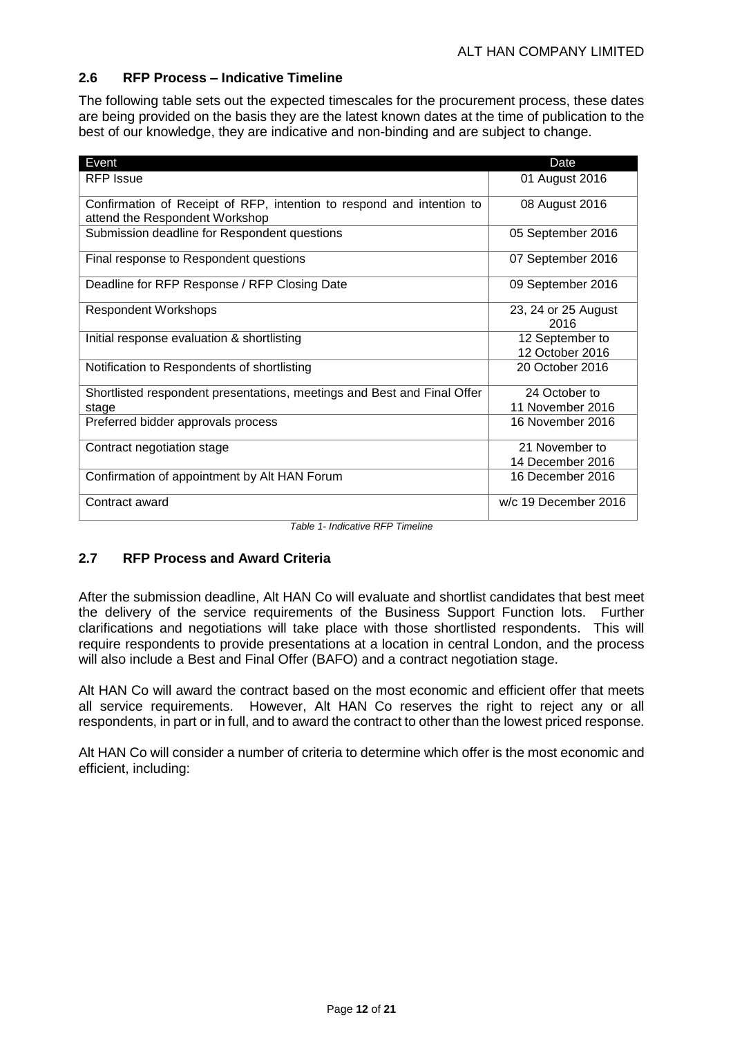## 2.6 RFP Process – Indicative Timeline

The following table sets out the expected timescales for the procurement process, these dates are being provided on the basis they are the latest known dates at the time of publication to the best of our knowledge, they are indicative and non-binding and are subject to change.

| Event | Date |
|---|---|
| RFP Issue | 01 August 2016 |
| Confirmation of Receipt of RFP, intention to respond and intention to attend the Respondent Workshop | 08 August 2016 |
| Submission deadline for Respondent questions | 05 September 2016 |
| Final response to Respondent questions | 07 September 2016 |
| Deadline for RFP Response / RFP Closing Date | 09 September 2016 |
| Respondent Workshops | 23, 24 or 25 August 2016 |
| Initial response evaluation & shortlisting | 12 September to 12 October 2016 |
| Notification to Respondents of shortlisting | 20 October 2016 |
| Shortlisted respondent presentations, meetings and Best and Final Offer stage | 24 October to 11 November 2016 |
| Preferred bidder approvals process | 16 November 2016 |
| Contract negotiation stage | 21 November to 14 December 2016 |
| Confirmation of appointment by Alt HAN Forum | 16 December 2016 |
| Contract award | w/c 19 December 2016 |

*Table 1- Indicative RFP Timeline*

## 2.7 RFP Process and Award Criteria

After the submission deadline, Alt HAN Co will evaluate and shortlist candidates that best meet the delivery of the service requirements of the Business Support Function lots. Further clarifications and negotiations will take place with those shortlisted respondents. This will require respondents to provide presentations at a location in central London, and the process will also include a Best and Final Offer (BAFO) and a contract negotiation stage.

Alt HAN Co will award the contract based on the most economic and efficient offer that meets all service requirements. However, Alt HAN Co reserves the right to reject any or all respondents, in part or in full, and to award the contract to other than the lowest priced response.

Alt HAN Co will consider a number of criteria to determine which offer is the most economic and efficient, including: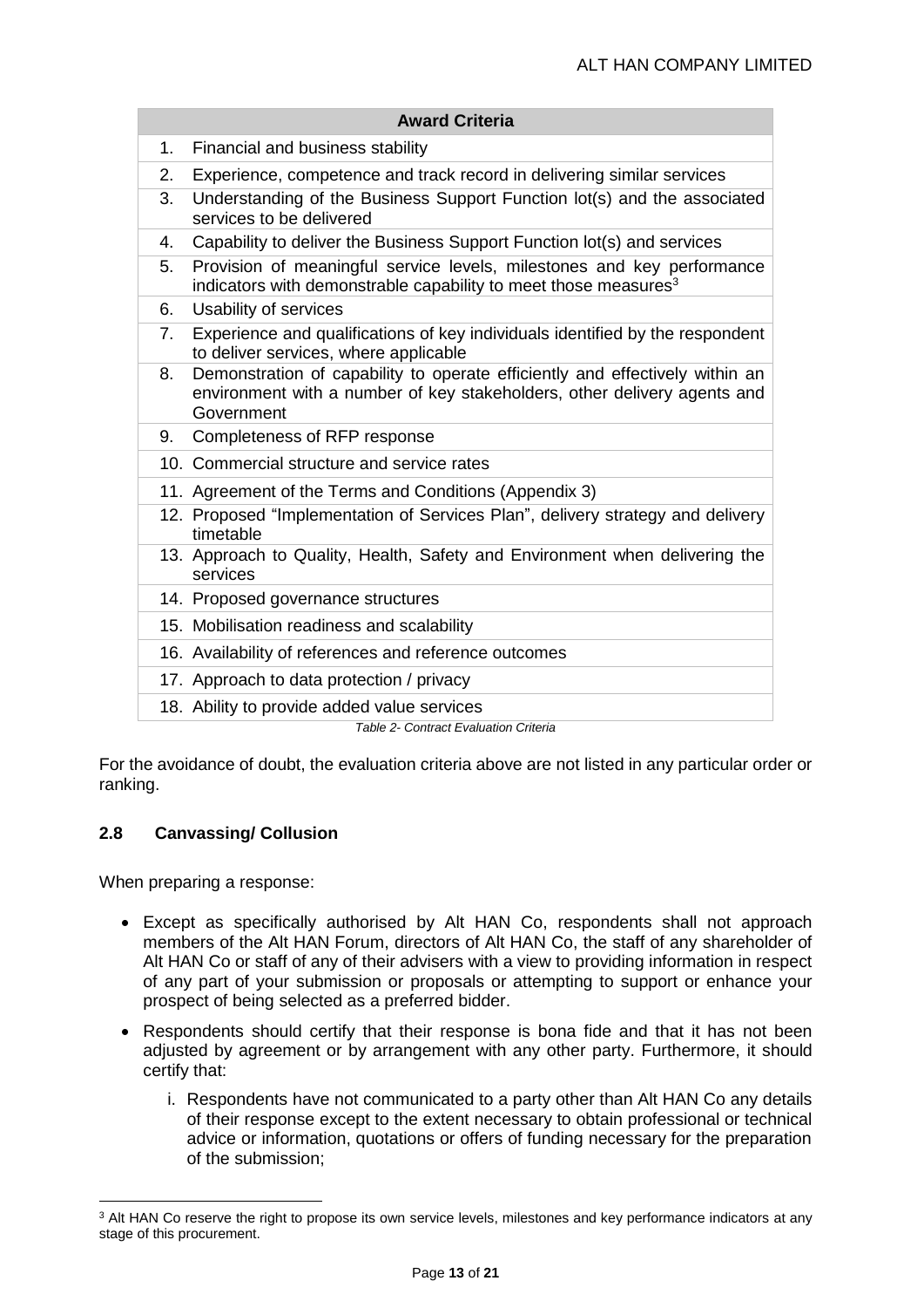| Award Criteria |
|---|
| 1. Financial and business stability |
| 2. Experience, competence and track record in delivering similar services |
| 3. Understanding of the Business Support Function lot(s) and the associated services to be delivered |
| 4. Capability to deliver the Business Support Function lot(s) and services |
| 5. Provision of meaningful service levels, milestones and key performance indicators with demonstrable capability to meet those measures[3] |
| 6. Usability of services |
| 7. Experience and qualifications of key individuals identified by the respondent to deliver services, where applicable |
| 8. Demonstration of capability to operate efficiently and effectively within an environment with a number of key stakeholders, other delivery agents and Government |
| 9. Completeness of RFP response |
| 10. Commercial structure and service rates |
| 11. Agreement of the Terms and Conditions (Appendix 3) |
| 12. Proposed "Implementation of Services Plan", delivery strategy and delivery timetable |
| 13. Approach to Quality, Health, Safety and Environment when delivering the services |
| 14. Proposed governance structures |
| 15. Mobilisation readiness and scalability |
| 16. Availability of references and reference outcomes |
| 17. Approach to data protection / privacy |
| 18. Ability to provide added value services |

*Table 2- Contract Evaluation Criteria*

For the avoidance of doubt, the evaluation criteria above are not listed in any particular order or ranking.

### 2.8 Canvassing/ Collusion

When preparing a response:

- Except as specifically authorised by Alt HAN Co, respondents shall not approach members of the Alt HAN Forum, directors of Alt HAN Co, the staff of any shareholder of Alt HAN Co or staff of any of their advisers with a view to providing information in respect of any part of your submission or proposals or attempting to support or enhance your prospect of being selected as a preferred bidder.
- Respondents should certify that their response is bona fide and that it has not been adjusted by agreement or by arrangement with any other party. Furthermore, it should certify that:
    i. Respondents have not communicated to a party other than Alt HAN Co any details of their response except to the extent necessary to obtain professional or technical advice or information, quotations or offers of funding necessary for the preparation of the submission;

[3] Alt HAN Co reserve the right to propose its own service levels, milestones and key performance indicators at any stage of this procurement.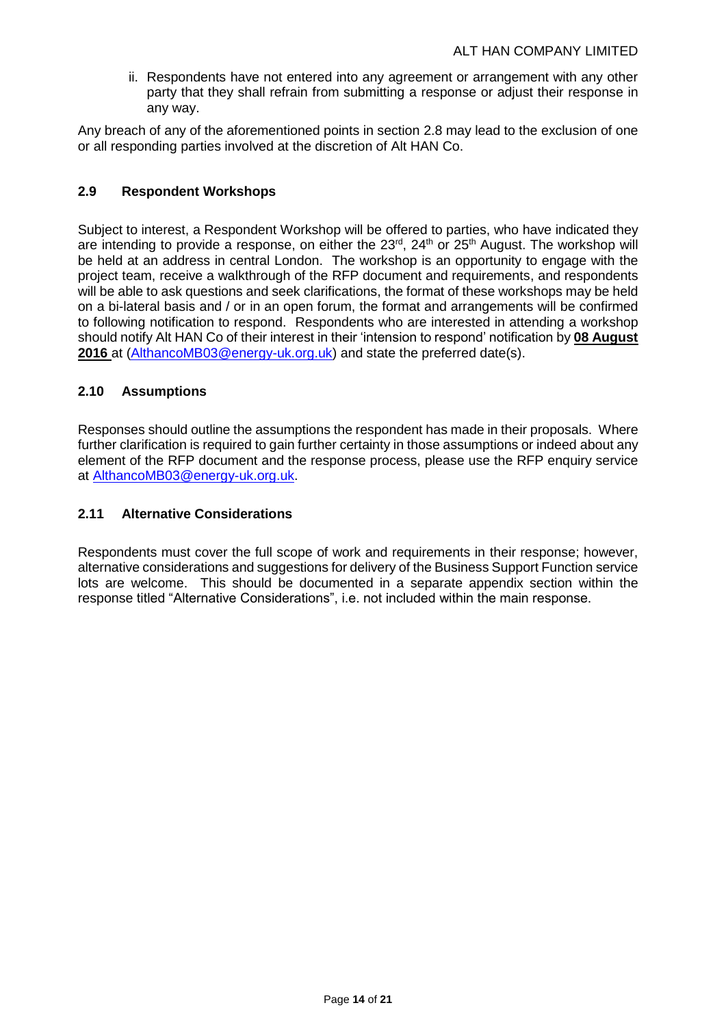ii. Respondents have not entered into any agreement or arrangement with any other party that they shall refrain from submitting a response or adjust their response in any way.

Any breach of any of the aforementioned points in section 2.8 may lead to the exclusion of one or all responding parties involved at the discretion of Alt HAN Co.

### 2.9 Respondent Workshops

Subject to interest, a Respondent Workshop will be offered to parties, who have indicated they are intending to provide a response, on either the 23rd, 24th or 25th August. The workshop will be held at an address in central London. The workshop is an opportunity to engage with the project team, receive a walkthrough of the RFP document and requirements, and respondents will be able to ask questions and seek clarifications, the format of these workshops may be held on a bi-lateral basis and / or in an open forum, the format and arrangements will be confirmed to following notification to respond. Respondents who are interested in attending a workshop should notify Alt HAN Co of their interest in their 'intension to respond' notification by **08 August 2016** at (AlthancoMB03@energy-uk.org.uk) and state the preferred date(s).

### 2.10 Assumptions

Responses should outline the assumptions the respondent has made in their proposals. Where further clarification is required to gain further certainty in those assumptions or indeed about any element of the RFP document and the response process, please use the RFP enquiry service at AlthancoMB03@energy-uk.org.uk.

### 2.11 Alternative Considerations

Respondents must cover the full scope of work and requirements in their response; however, alternative considerations and suggestions for delivery of the Business Support Function service lots are welcome. This should be documented in a separate appendix section within the response titled "Alternative Considerations", i.e. not included within the main response.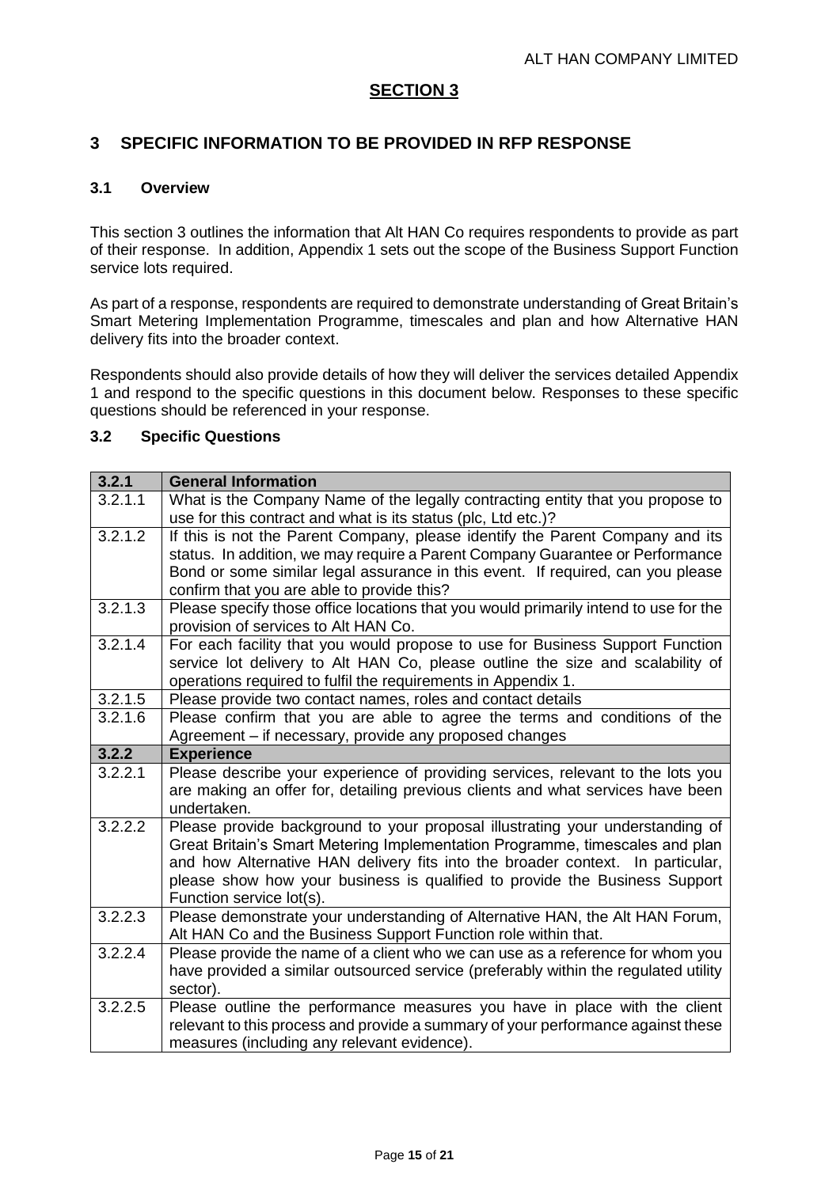## SECTION 3

## 3 SPECIFIC INFORMATION TO BE PROVIDED IN RFP RESPONSE

### 3.1 Overview

This section 3 outlines the information that Alt HAN Co requires respondents to provide as part of their response. In addition, Appendix 1 sets out the scope of the Business Support Function service lots required.

As part of a response, respondents are required to demonstrate understanding of Great Britain's Smart Metering Implementation Programme, timescales and plan and how Alternative HAN delivery fits into the broader context.

Respondents should also provide details of how they will deliver the services detailed Appendix 1 and respond to the specific questions in this document below. Responses to these specific questions should be referenced in your response.

### 3.2 Specific Questions

| 3.2.1 | General Information |
|---|---|
| 3.2.1.1 | What is the Company Name of the legally contracting entity that you propose to use for this contract and what is its status (plc, Ltd etc.)? |
| 3.2.1.2 | If this is not the Parent Company, please identify the Parent Company and its status. In addition, we may require a Parent Company Guarantee or Performance Bond or some similar legal assurance in this event. If required, can you please confirm that you are able to provide this? |
| 3.2.1.3 | Please specify those office locations that you would primarily intend to use for the provision of services to Alt HAN Co. |
| 3.2.1.4 | For each facility that you would propose to use for Business Support Function service lot delivery to Alt HAN Co, please outline the size and scalability of operations required to fulfil the requirements in Appendix 1. |
| 3.2.1.5 | Please provide two contact names, roles and contact details |
| 3.2.1.6 | Please confirm that you are able to agree the terms and conditions of the Agreement – if necessary, provide any proposed changes |
| **3.2.2** | **Experience** |
| 3.2.2.1 | Please describe your experience of providing services, relevant to the lots you are making an offer for, detailing previous clients and what services have been undertaken. |
| 3.2.2.2 | Please provide background to your proposal illustrating your understanding of Great Britain's Smart Metering Implementation Programme, timescales and plan and how Alternative HAN delivery fits into the broader context. In particular, please show how your business is qualified to provide the Business Support Function service lot(s). |
| 3.2.2.3 | Please demonstrate your understanding of Alternative HAN, the Alt HAN Forum, Alt HAN Co and the Business Support Function role within that. |
| 3.2.2.4 | Please provide the name of a client who we can use as a reference for whom you have provided a similar outsourced service (preferably within the regulated utility sector). |
| 3.2.2.5 | Please outline the performance measures you have in place with the client relevant to this process and provide a summary of your performance against these measures (including any relevant evidence). |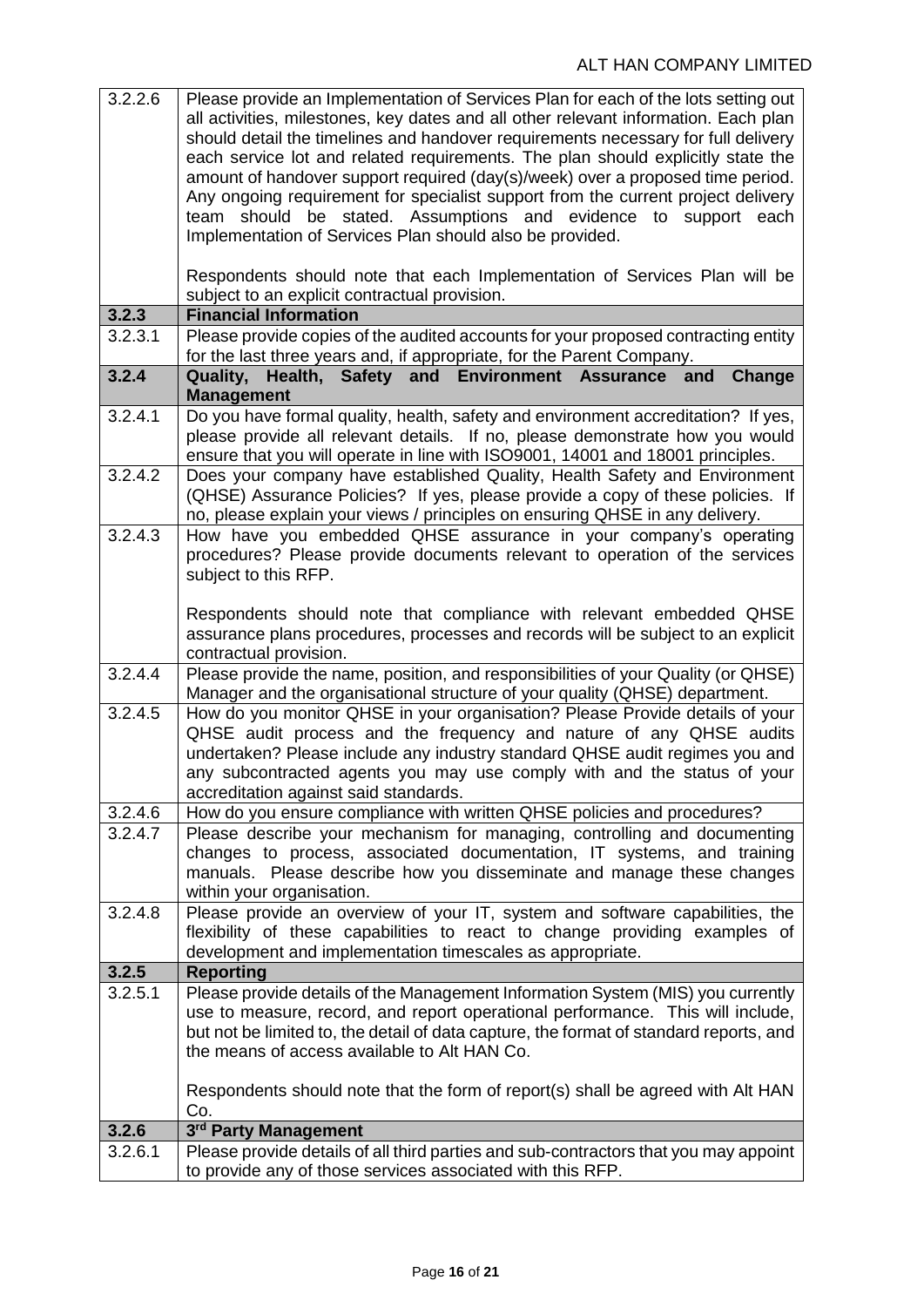| 3.2.2.6 | Please provide an Implementation of Services Plan for each of the lots setting out all activities, milestones, key dates and all other relevant information. Each plan should detail the timelines and handover requirements necessary for full delivery each service lot and related requirements. The plan should explicitly state the amount of handover support required (day(s)/week) over a proposed time period. Any ongoing requirement for specialist support from the current project delivery team should be stated. Assumptions and evidence to support each Implementation of Services Plan should also be provided.<br><br>Respondents should note that each Implementation of Services Plan will be subject to an explicit contractual provision. |
|---|---|
| **3.2.3** | **Financial Information** |
| 3.2.3.1 | Please provide copies of the audited accounts for your proposed contracting entity for the last three years and, if appropriate, for the Parent Company. |
| **3.2.4** | **Quality, Health, Safety and Environment Assurance and Change Management** |
| 3.2.4.1 | Do you have formal quality, health, safety and environment accreditation? If yes, please provide all relevant details. If no, please demonstrate how you would ensure that you will operate in line with ISO9001, 14001 and 18001 principles. |
| 3.2.4.2 | Does your company have established Quality, Health Safety and Environment (QHSE) Assurance Policies? If yes, please provide a copy of these policies. If no, please explain your views / principles on ensuring QHSE in any delivery. |
| 3.2.4.3 | How have you embedded QHSE assurance in your company's operating procedures? Please provide documents relevant to operation of the services subject to this RFP.<br><br>Respondents should note that compliance with relevant embedded QHSE assurance plans procedures, processes and records will be subject to an explicit contractual provision. |
| 3.2.4.4 | Please provide the name, position, and responsibilities of your Quality (or QHSE) Manager and the organisational structure of your quality (QHSE) department. |
| 3.2.4.5 | How do you monitor QHSE in your organisation? Please Provide details of your QHSE audit process and the frequency and nature of any QHSE audits undertaken? Please include any industry standard QHSE audit regimes you and any subcontracted agents you may use comply with and the status of your accreditation against said standards. |
| 3.2.4.6 | How do you ensure compliance with written QHSE policies and procedures? |
| 3.2.4.7 | Please describe your mechanism for managing, controlling and documenting changes to process, associated documentation, IT systems, and training manuals. Please describe how you disseminate and manage these changes within your organisation. |
| 3.2.4.8 | Please provide an overview of your IT, system and software capabilities, the flexibility of these capabilities to react to change providing examples of development and implementation timescales as appropriate. |
| **3.2.5** | **Reporting** |
| 3.2.5.1 | Please provide details of the Management Information System (MIS) you currently use to measure, record, and report operational performance. This will include, but not be limited to, the detail of data capture, the format of standard reports, and the means of access available to Alt HAN Co.<br><br>Respondents should note that the form of report(s) shall be agreed with Alt HAN Co. |
| **3.2.6** | **3rd Party Management** |
| 3.2.6.1 | Please provide details of all third parties and sub-contractors that you may appoint to provide any of those services associated with this RFP. |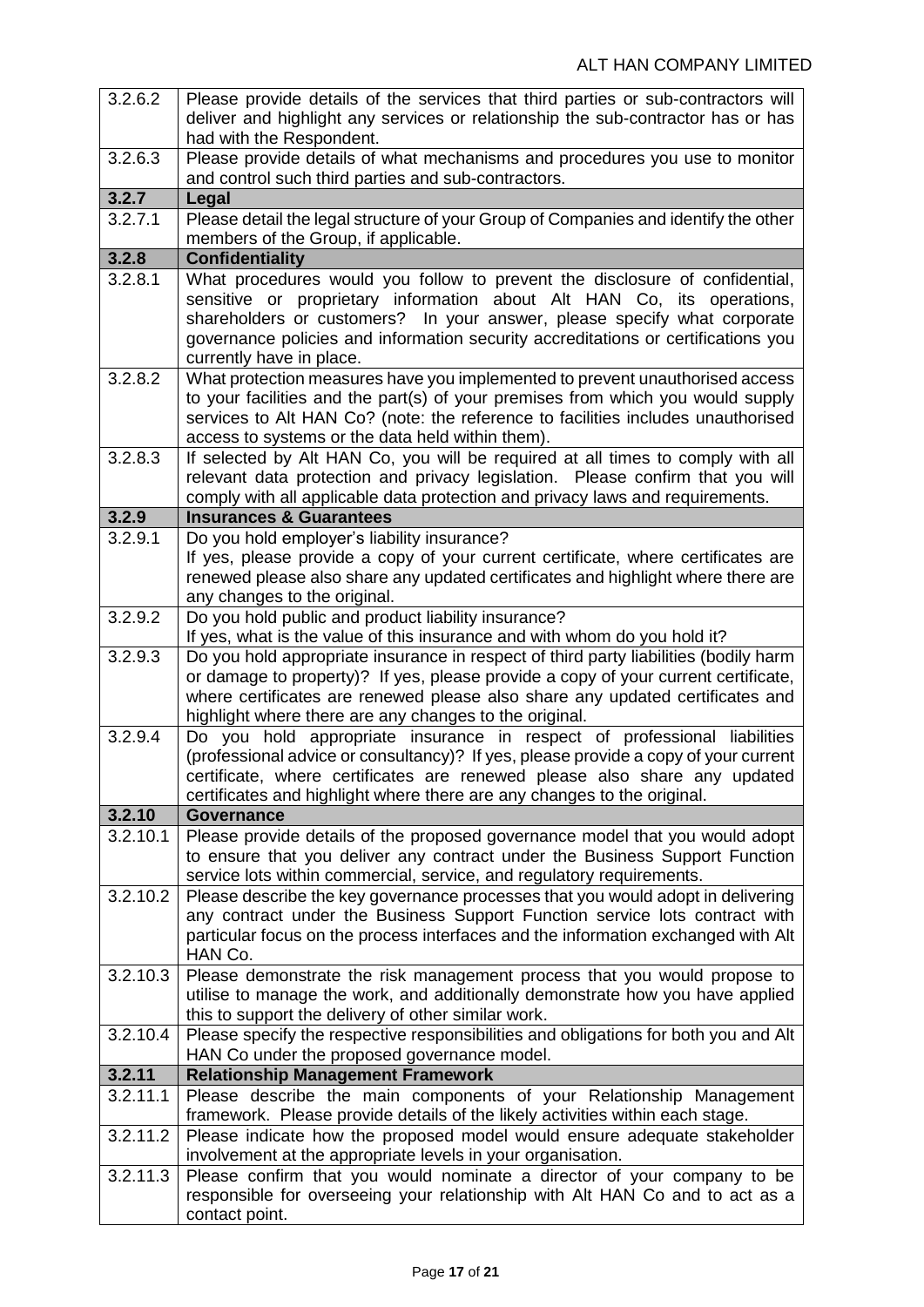| | |
|---|---|
| 3.2.6.2 | Please provide details of the services that third parties or sub-contractors will deliver and highlight any services or relationship the sub-contractor has or has had with the Respondent. |
| 3.2.6.3 | Please provide details of what mechanisms and procedures you use to monitor and control such third parties and sub-contractors. |
| **3.2.7** | **Legal** |
| 3.2.7.1 | Please detail the legal structure of your Group of Companies and identify the other members of the Group, if applicable. |
| **3.2.8** | **Confidentiality** |
| 3.2.8.1 | What procedures would you follow to prevent the disclosure of confidential, sensitive or proprietary information about Alt HAN Co, its operations, shareholders or customers? In your answer, please specify what corporate governance policies and information security accreditations or certifications you currently have in place. |
| 3.2.8.2 | What protection measures have you implemented to prevent unauthorised access to your facilities and the part(s) of your premises from which you would supply services to Alt HAN Co? (note: the reference to facilities includes unauthorised access to systems or the data held within them). |
| 3.2.8.3 | If selected by Alt HAN Co, you will be required at all times to comply with all relevant data protection and privacy legislation. Please confirm that you will comply with all applicable data protection and privacy laws and requirements. |
| **3.2.9** | **Insurances & Guarantees** |
| 3.2.9.1 | Do you hold employer's liability insurance?<br>If yes, please provide a copy of your current certificate, where certificates are renewed please also share any updated certificates and highlight where there are any changes to the original. |
| 3.2.9.2 | Do you hold public and product liability insurance?<br>If yes, what is the value of this insurance and with whom do you hold it? |
| 3.2.9.3 | Do you hold appropriate insurance in respect of third party liabilities (bodily harm or damage to property)? If yes, please provide a copy of your current certificate, where certificates are renewed please also share any updated certificates and highlight where there are any changes to the original. |
| 3.2.9.4 | Do you hold appropriate insurance in respect of professional liabilities (professional advice or consultancy)? If yes, please provide a copy of your current certificate, where certificates are renewed please also share any updated certificates and highlight where there are any changes to the original. |
| **3.2.10** | **Governance** |
| 3.2.10.1 | Please provide details of the proposed governance model that you would adopt to ensure that you deliver any contract under the Business Support Function service lots within commercial, service, and regulatory requirements. |
| 3.2.10.2 | Please describe the key governance processes that you would adopt in delivering any contract under the Business Support Function service lots contract with particular focus on the process interfaces and the information exchanged with Alt HAN Co. |
| 3.2.10.3 | Please demonstrate the risk management process that you would propose to utilise to manage the work, and additionally demonstrate how you have applied this to support the delivery of other similar work. |
| 3.2.10.4 | Please specify the respective responsibilities and obligations for both you and Alt HAN Co under the proposed governance model. |
| **3.2.11** | **Relationship Management Framework** |
| 3.2.11.1 | Please describe the main components of your Relationship Management framework. Please provide details of the likely activities within each stage. |
| 3.2.11.2 | Please indicate how the proposed model would ensure adequate stakeholder involvement at the appropriate levels in your organisation. |
| 3.2.11.3 | Please confirm that you would nominate a director of your company to be responsible for overseeing your relationship with Alt HAN Co and to act as a contact point. |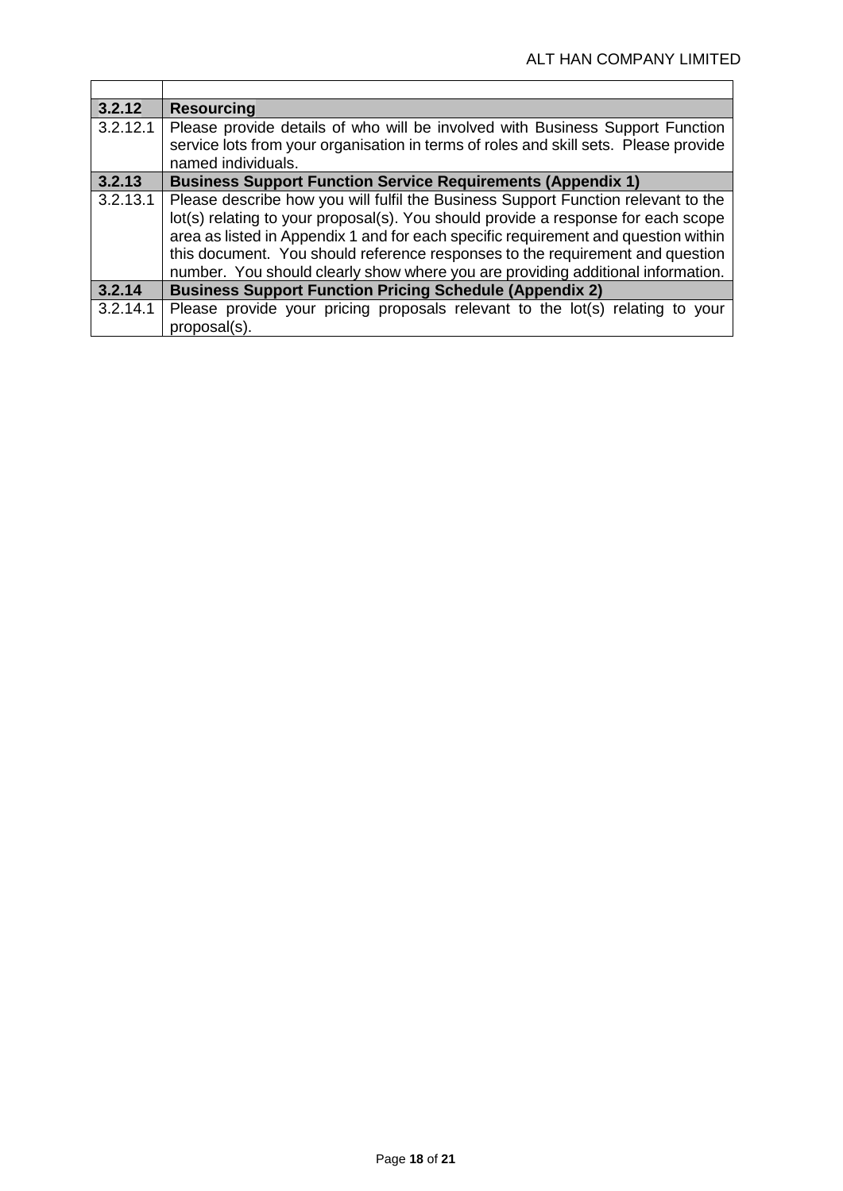| | |
|---|---|
| **3.2.12** | **Resourcing** |
| 3.2.12.1 | Please provide details of who will be involved with Business Support Function service lots from your organisation in terms of roles and skill sets. Please provide named individuals. |
| **3.2.13** | **Business Support Function Service Requirements (Appendix 1)** |
| 3.2.13.1 | Please describe how you will fulfil the Business Support Function relevant to the lot(s) relating to your proposal(s). You should provide a response for each scope area as listed in Appendix 1 and for each specific requirement and question within this document. You should reference responses to the requirement and question number. You should clearly show where you are providing additional information. |
| **3.2.14** | **Business Support Function Pricing Schedule (Appendix 2)** |
| 3.2.14.1 | Please provide your pricing proposals relevant to the lot(s) relating to your proposal(s). |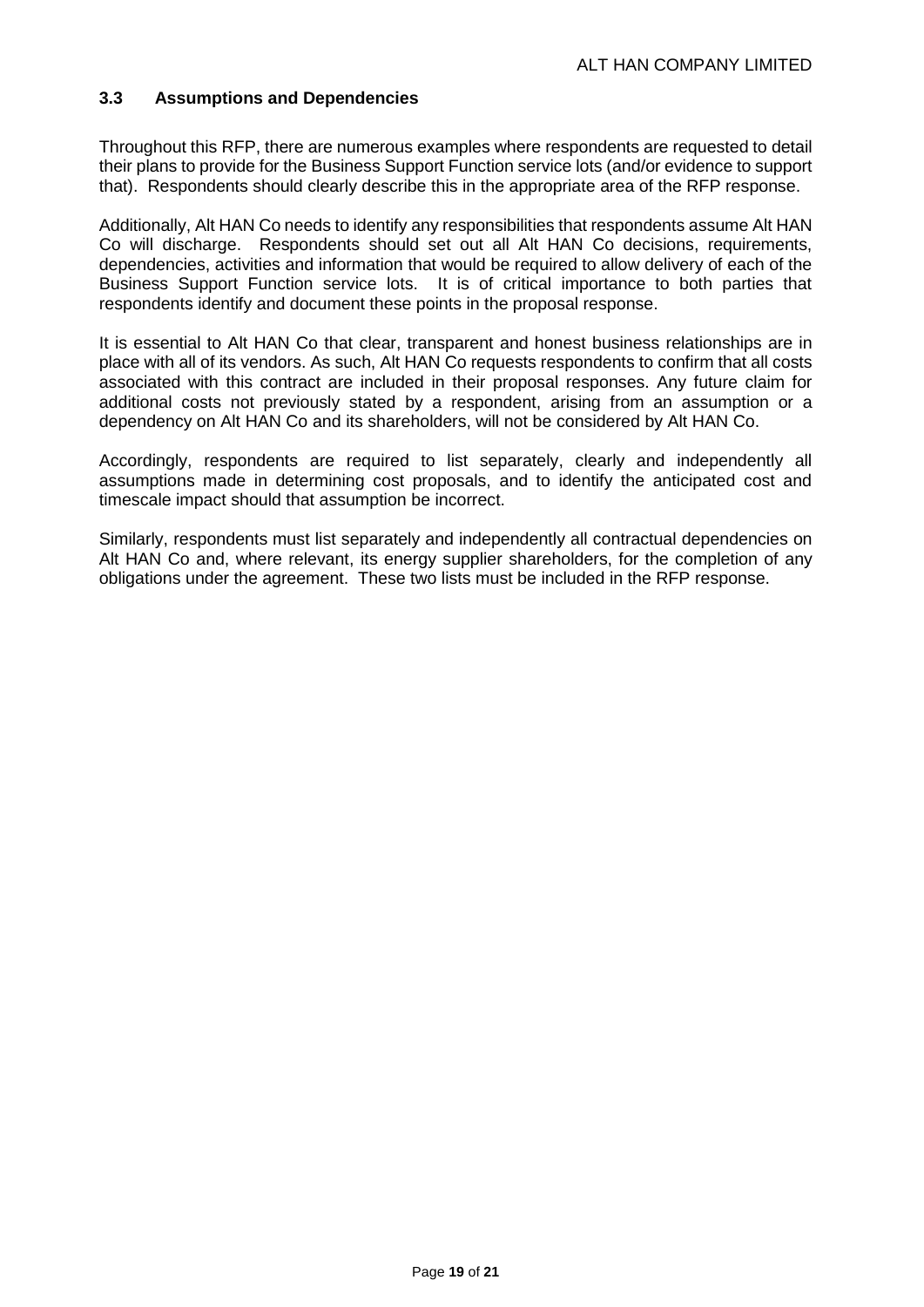### 3.3 Assumptions and Dependencies

Throughout this RFP, there are numerous examples where respondents are requested to detail their plans to provide for the Business Support Function service lots (and/or evidence to support that). Respondents should clearly describe this in the appropriate area of the RFP response.

Additionally, Alt HAN Co needs to identify any responsibilities that respondents assume Alt HAN Co will discharge. Respondents should set out all Alt HAN Co decisions, requirements, dependencies, activities and information that would be required to allow delivery of each of the Business Support Function service lots. It is of critical importance to both parties that respondents identify and document these points in the proposal response.

It is essential to Alt HAN Co that clear, transparent and honest business relationships are in place with all of its vendors. As such, Alt HAN Co requests respondents to confirm that all costs associated with this contract are included in their proposal responses. Any future claim for additional costs not previously stated by a respondent, arising from an assumption or a dependency on Alt HAN Co and its shareholders, will not be considered by Alt HAN Co.

Accordingly, respondents are required to list separately, clearly and independently all assumptions made in determining cost proposals, and to identify the anticipated cost and timescale impact should that assumption be incorrect.

Similarly, respondents must list separately and independently all contractual dependencies on Alt HAN Co and, where relevant, its energy supplier shareholders, for the completion of any obligations under the agreement. These two lists must be included in the RFP response.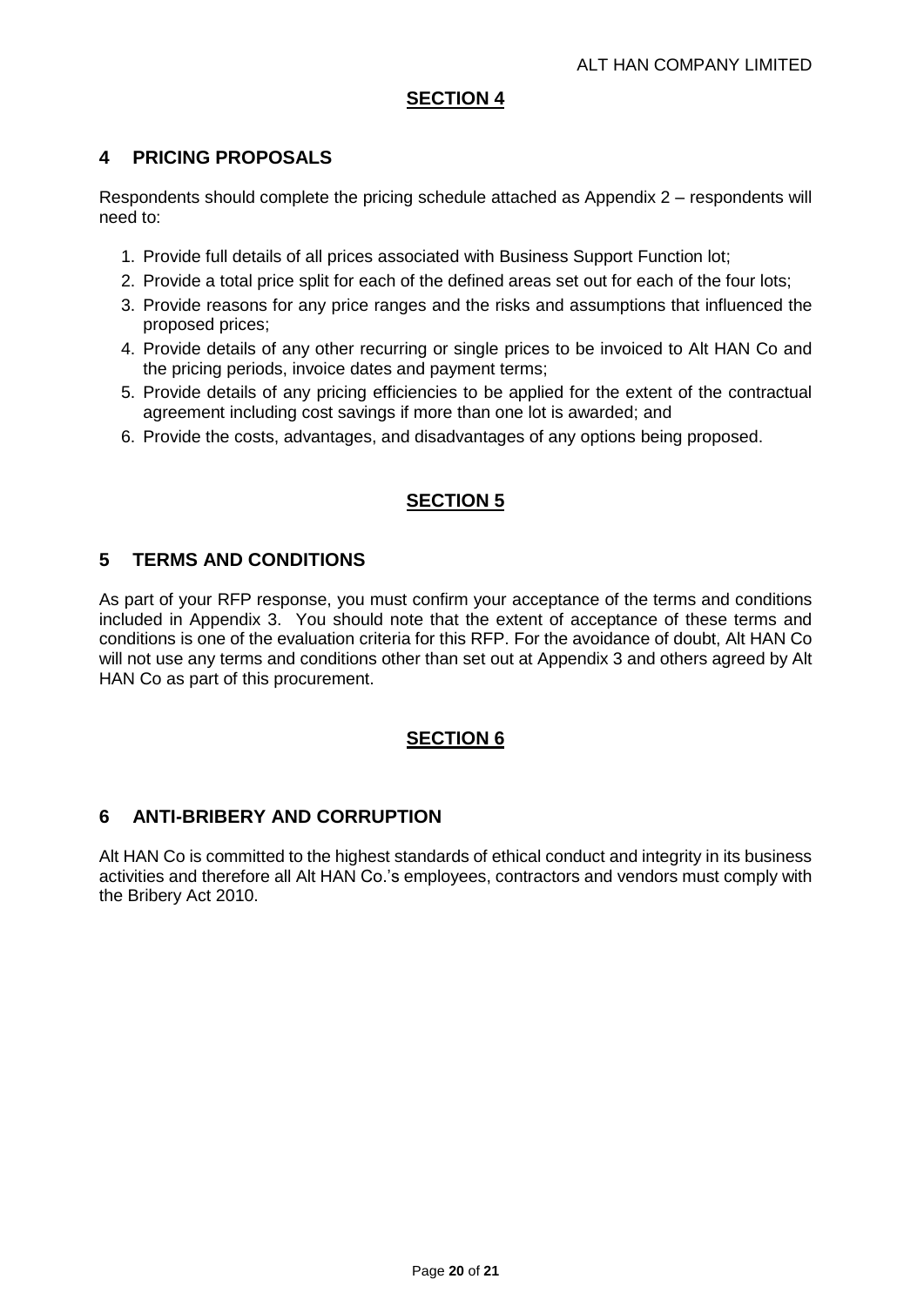## SECTION 4

## 4 PRICING PROPOSALS

Respondents should complete the pricing schedule attached as Appendix 2 – respondents will need to:

1. Provide full details of all prices associated with Business Support Function lot;
2. Provide a total price split for each of the defined areas set out for each of the four lots;
3. Provide reasons for any price ranges and the risks and assumptions that influenced the proposed prices;
4. Provide details of any other recurring or single prices to be invoiced to Alt HAN Co and the pricing periods, invoice dates and payment terms;
5. Provide details of any pricing efficiencies to be applied for the extent of the contractual agreement including cost savings if more than one lot is awarded; and
6. Provide the costs, advantages, and disadvantages of any options being proposed.

## SECTION 5

## 5 TERMS AND CONDITIONS

As part of your RFP response, you must confirm your acceptance of the terms and conditions included in Appendix 3. You should note that the extent of acceptance of these terms and conditions is one of the evaluation criteria for this RFP. For the avoidance of doubt, Alt HAN Co will not use any terms and conditions other than set out at Appendix 3 and others agreed by Alt HAN Co as part of this procurement.

## SECTION 6

## 6 ANTI-BRIBERY AND CORRUPTION

Alt HAN Co is committed to the highest standards of ethical conduct and integrity in its business activities and therefore all Alt HAN Co.'s employees, contractors and vendors must comply with the Bribery Act 2010.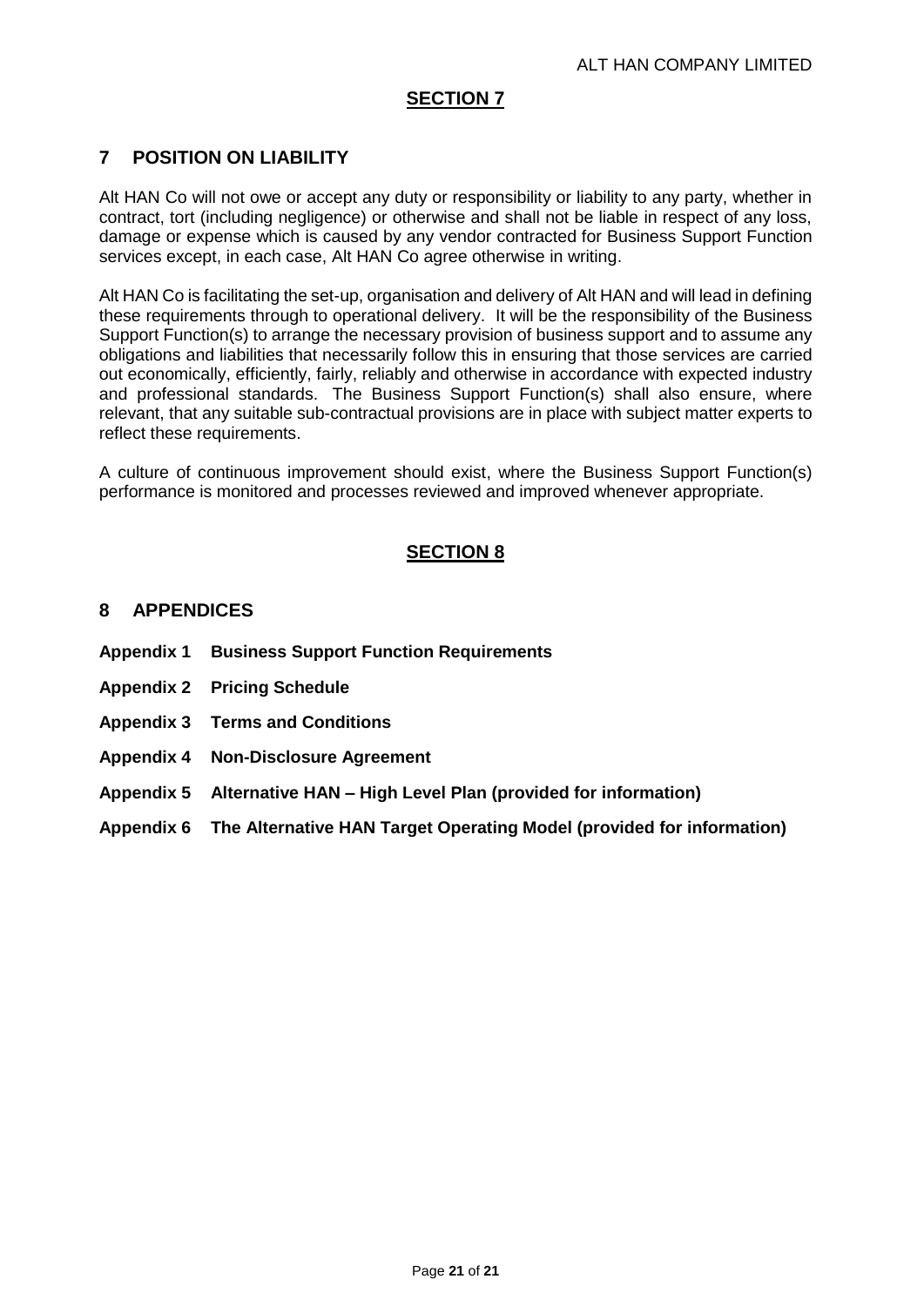## SECTION 7

## 7 POSITION ON LIABILITY

Alt HAN Co will not owe or accept any duty or responsibility or liability to any party, whether in contract, tort (including negligence) or otherwise and shall not be liable in respect of any loss, damage or expense which is caused by any vendor contracted for Business Support Function services except, in each case, Alt HAN Co agree otherwise in writing.

Alt HAN Co is facilitating the set-up, organisation and delivery of Alt HAN and will lead in defining these requirements through to operational delivery. It will be the responsibility of the Business Support Function(s) to arrange the necessary provision of business support and to assume any obligations and liabilities that necessarily follow this in ensuring that those services are carried out economically, efficiently, fairly, reliably and otherwise in accordance with expected industry and professional standards. The Business Support Function(s) shall also ensure, where relevant, that any suitable sub-contractual provisions are in place with subject matter experts to reflect these requirements.

A culture of continuous improvement should exist, where the Business Support Function(s) performance is monitored and processes reviewed and improved whenever appropriate.

## SECTION 8

## 8 APPENDICES

**Appendix 1 Business Support Function Requirements**

**Appendix 2 Pricing Schedule**

**Appendix 3 Terms and Conditions**

**Appendix 4 Non-Disclosure Agreement**

**Appendix 5 Alternative HAN – High Level Plan (provided for information)**

**Appendix 6 The Alternative HAN Target Operating Model (provided for information)**